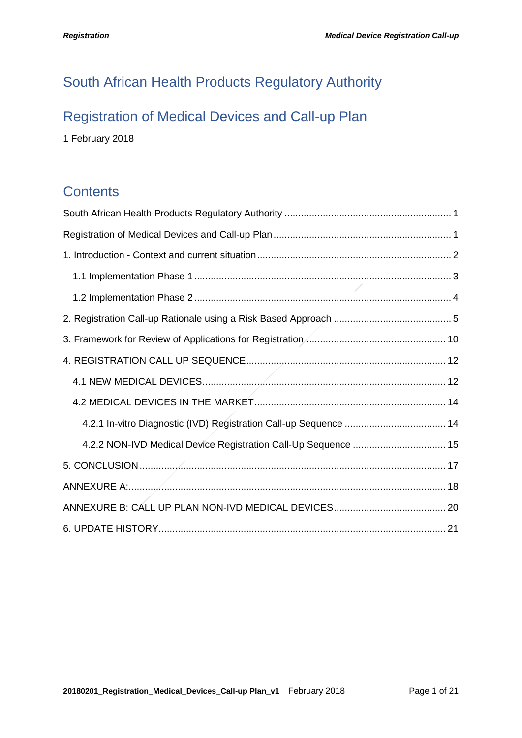# South African Health Products Regulatory Authority

# Registration of Medical Devices and Call-up Plan

1 February 2018

## Contents

South African Health Products Regulatory Authority ............................................................ 1

Registration of Medical Devices and Call-up Plan ................................................................ 1

1. Introduction - Context and current situation ...................................................................... 2

   1.1 Implementation Phase 1 ............................................................................................. 3

   1.2 Implementation Phase 2 ............................................................................................. 4

2. Registration Call-up Rationale using a Risk Based Approach ........................................... 5

3. Framework for Review of Applications for Registration .................................................. 10

4. REGISTRATION CALL UP SEQUENCE ........................................................................ 12

   4.1 NEW MEDICAL DEVICES ........................................................................................ 12

   4.2 MEDICAL DEVICES IN THE MARKET ..................................................................... 14

      4.2.1 In-vitro Diagnostic (IVD) Registration Call-up Sequence ..................................... 14

      4.2.2 NON-IVD Medical Device Registration Call-Up Sequence ................................. 15

5. CONCLUSION ................................................................................................................ 17

ANNEXURE A: .................................................................................................................... 18

ANNEXURE B: CALL UP PLAN NON-IVD MEDICAL DEVICES ........................................ 20

6. UPDATE HISTORY ........................................................................................................ 21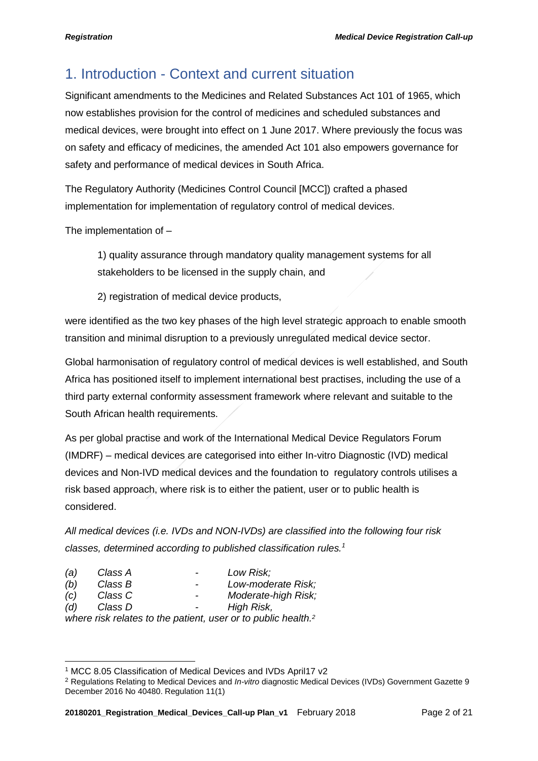# 1. Introduction - Context and current situation

Significant amendments to the Medicines and Related Substances Act 101 of 1965, which now establishes provision for the control of medicines and scheduled substances and medical devices, were brought into effect on 1 June 2017. Where previously the focus was on safety and efficacy of medicines, the amended Act 101 also empowers governance for safety and performance of medical devices in South Africa.

The Regulatory Authority (Medicines Control Council [MCC]) crafted a phased implementation for implementation of regulatory control of medical devices.

The implementation of –

> 1) quality assurance through mandatory quality management systems for all stakeholders to be licensed in the supply chain, and
>
> 2) registration of medical device products,

were identified as the two key phases of the high level strategic approach to enable smooth transition and minimal disruption to a previously unregulated medical device sector.

Global harmonisation of regulatory control of medical devices is well established, and South Africa has positioned itself to implement international best practises, including the use of a third party external conformity assessment framework where relevant and suitable to the South African health requirements.

As per global practise and work of the International Medical Device Regulators Forum (IMDRF) – medical devices are categorised into either In-vitro Diagnostic (IVD) medical devices and Non-IVD medical devices and the foundation to regulatory controls utilises a risk based approach, where risk is to either the patient, user or to public health is considered.

*All medical devices (i.e. IVDs and NON-IVDs) are classified into the following four risk classes, determined according to published classification rules.*[1]

| | | | |
|---|---|---|---|
| *(a)* | *Class A* | - | *Low Risk;* |
| *(b)* | *Class B* | - | *Low-moderate Risk;* |
| *(c)* | *Class C* | - | *Moderate-high Risk;* |
| *(d)* | *Class D* | - | *High Risk,* |

*where risk relates to the patient, user or to public health.*[2]

---

[1] MCC 8.05 Classification of Medical Devices and IVDs April17 v2

[2] Regulations Relating to Medical Devices and *In-vitro* diagnostic Medical Devices (IVDs) Government Gazette 9 December 2016 No 40480. Regulation 11(1)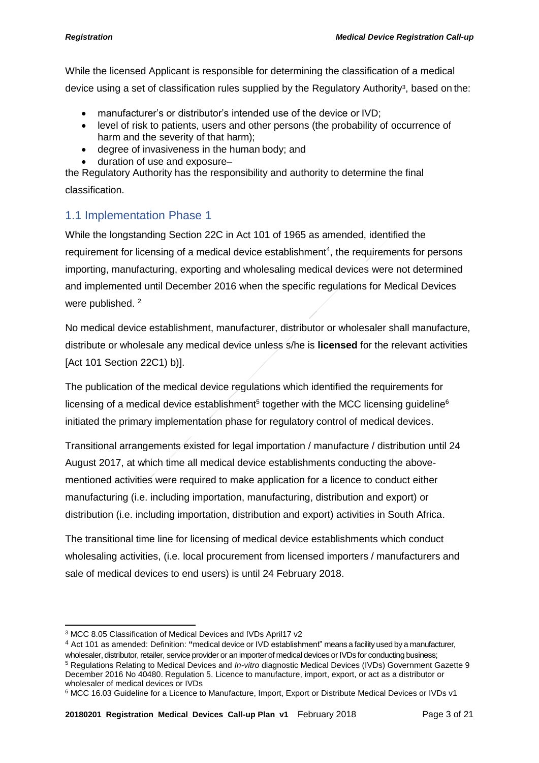While the licensed Applicant is responsible for determining the classification of a medical device using a set of classification rules supplied by the Regulatory Authority[3], based on the:

- manufacturer's or distributor's intended use of the device or IVD;
- level of risk to patients, users and other persons (the probability of occurrence of harm and the severity of that harm);
- degree of invasiveness in the human body; and
- duration of use and exposure–

the Regulatory Authority has the responsibility and authority to determine the final classification.

## 1.1 Implementation Phase 1

While the longstanding Section 22C in Act 101 of 1965 as amended, identified the requirement for licensing of a medical device establishment[4], the requirements for persons importing, manufacturing, exporting and wholesaling medical devices were not determined and implemented until December 2016 when the specific regulations for Medical Devices were published. [2]

No medical device establishment, manufacturer, distributor or wholesaler shall manufacture, distribute or wholesale any medical device unless s/he is **licensed** for the relevant activities [Act 101 Section 22C1) b)].

The publication of the medical device regulations which identified the requirements for licensing of a medical device establishment[5] together with the MCC licensing guideline[6] initiated the primary implementation phase for regulatory control of medical devices.

Transitional arrangements existed for legal importation / manufacture / distribution until 24 August 2017, at which time all medical device establishments conducting the above-mentioned activities were required to make application for a licence to conduct either manufacturing (i.e. including importation, manufacturing, distribution and export) or distribution (i.e. including importation, distribution and export) activities in South Africa.

The transitional time line for licensing of medical device establishments which conduct wholesaling activities, (i.e. local procurement from licensed importers / manufacturers and sale of medical devices to end users) is until 24 February 2018.

---

[3] MCC 8.05 Classification of Medical Devices and IVDs April17 v2

[4] Act 101 as amended: Definition: "medical device or IVD establishment" means a facility used by a manufacturer, wholesaler, distributor, retailer, service provider or an importer of medical devices or IVDs for conducting business;

[5] Regulations Relating to Medical Devices and *In-vitro* diagnostic Medical Devices (IVDs) Government Gazette 9 December 2016 No 40480. Regulation 5. Licence to manufacture, import, export, or act as a distributor or wholesaler of medical devices or IVDs

[6] MCC 16.03 Guideline for a Licence to Manufacture, Import, Export or Distribute Medical Devices or IVDs v1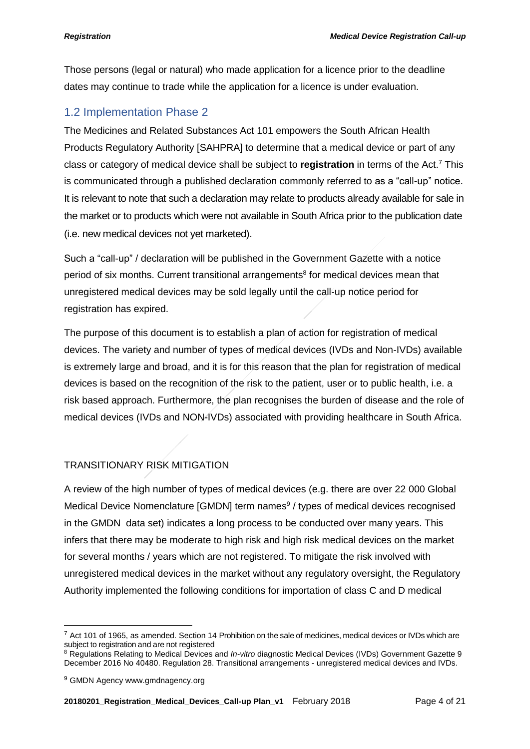Those persons (legal or natural) who made application for a licence prior to the deadline dates may continue to trade while the application for a licence is under evaluation.

## 1.2 Implementation Phase 2

The Medicines and Related Substances Act 101 empowers the South African Health Products Regulatory Authority [SAHPRA] to determine that a medical device or part of any class or category of medical device shall be subject to **registration** in terms of the Act.[7] This is communicated through a published declaration commonly referred to as a "call-up" notice. It is relevant to note that such a declaration may relate to products already available for sale in the market or to products which were not available in South Africa prior to the publication date (i.e. new medical devices not yet marketed).

Such a "call-up" / declaration will be published in the Government Gazette with a notice period of six months. Current transitional arrangements[8] for medical devices mean that unregistered medical devices may be sold legally until the call-up notice period for registration has expired.

The purpose of this document is to establish a plan of action for registration of medical devices. The variety and number of types of medical devices (IVDs and Non-IVDs) available is extremely large and broad, and it is for this reason that the plan for registration of medical devices is based on the recognition of the risk to the patient, user or to public health, i.e. a risk based approach. Furthermore, the plan recognises the burden of disease and the role of medical devices (IVDs and NON-IVDs) associated with providing healthcare in South Africa.

TRANSITIONARY RISK MITIGATION

A review of the high number of types of medical devices (e.g. there are over 22 000 Global Medical Device Nomenclature [GMDN] term names[9] / types of medical devices recognised in the GMDN data set) indicates a long process to be conducted over many years. This infers that there may be moderate to high risk and high risk medical devices on the market for several months / years which are not registered. To mitigate the risk involved with unregistered medical devices in the market without any regulatory oversight, the Regulatory Authority implemented the following conditions for importation of class C and D medical

---

[7] Act 101 of 1965, as amended. Section 14 Prohibition on the sale of medicines, medical devices or IVDs which are subject to registration and are not registered

[8] Regulations Relating to Medical Devices and *In-vitro* diagnostic Medical Devices (IVDs) Government Gazette 9 December 2016 No 40480. Regulation 28. Transitional arrangements - unregistered medical devices and IVDs.

[9] GMDN Agency www.gmdnagency.org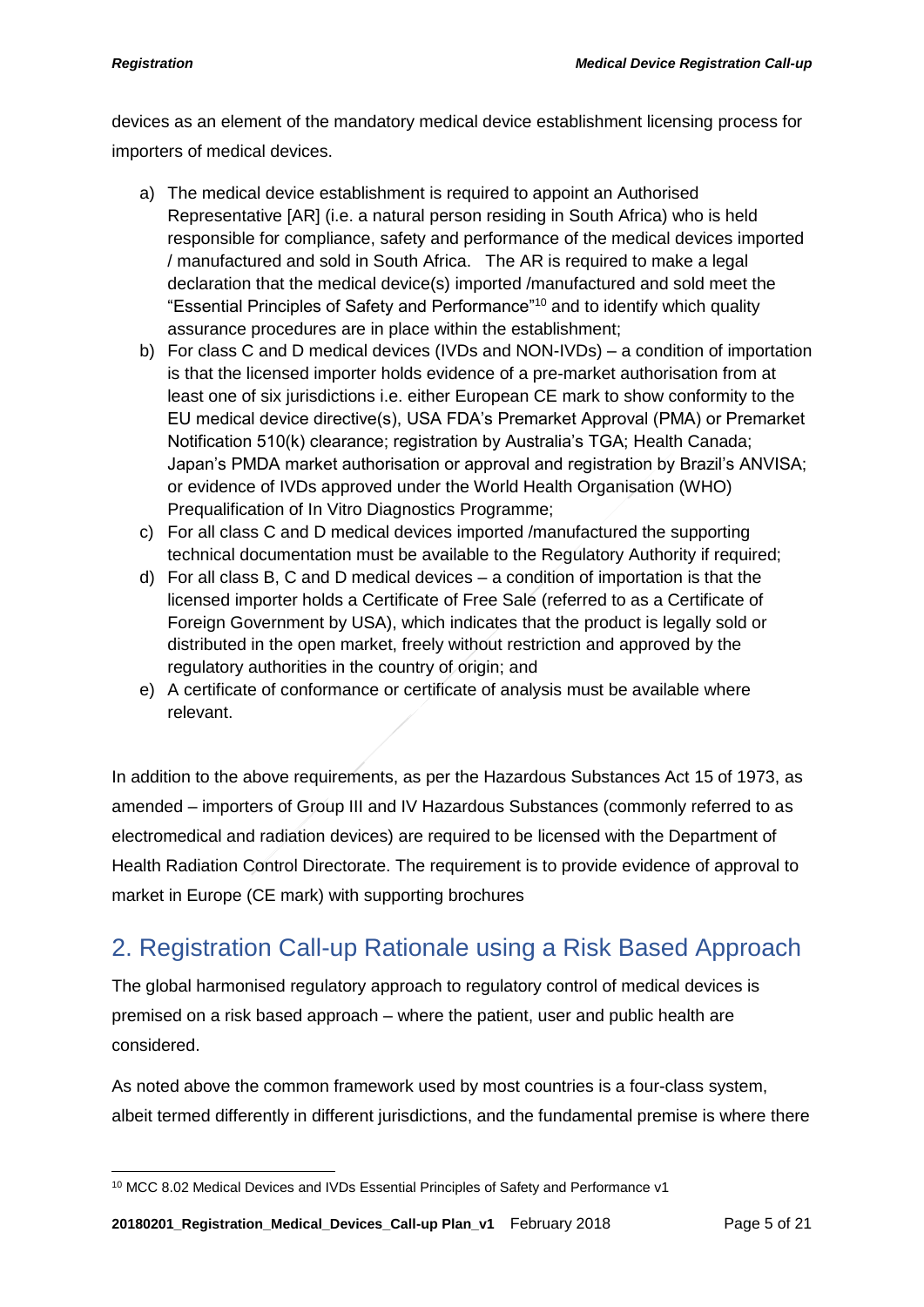devices as an element of the mandatory medical device establishment licensing process for importers of medical devices.

a) The medical device establishment is required to appoint an Authorised Representative [AR] (i.e. a natural person residing in South Africa) who is held responsible for compliance, safety and performance of the medical devices imported / manufactured and sold in South Africa. The AR is required to make a legal declaration that the medical device(s) imported /manufactured and sold meet the "Essential Principles of Safety and Performance"[10] and to identify which quality assurance procedures are in place within the establishment;
b) For class C and D medical devices (IVDs and NON-IVDs) – a condition of importation is that the licensed importer holds evidence of a pre-market authorisation from at least one of six jurisdictions i.e. either European CE mark to show conformity to the EU medical device directive(s), USA FDA's Premarket Approval (PMA) or Premarket Notification 510(k) clearance; registration by Australia's TGA; Health Canada; Japan's PMDA market authorisation or approval and registration by Brazil's ANVISA; or evidence of IVDs approved under the World Health Organisation (WHO) Prequalification of In Vitro Diagnostics Programme;
c) For all class C and D medical devices imported /manufactured the supporting technical documentation must be available to the Regulatory Authority if required;
d) For all class B, C and D medical devices – a condition of importation is that the licensed importer holds a Certificate of Free Sale (referred to as a Certificate of Foreign Government by USA), which indicates that the product is legally sold or distributed in the open market, freely without restriction and approved by the regulatory authorities in the country of origin; and
e) A certificate of conformance or certificate of analysis must be available where relevant.

In addition to the above requirements, as per the Hazardous Substances Act 15 of 1973, as amended – importers of Group III and IV Hazardous Substances (commonly referred to as electromedical and radiation devices) are required to be licensed with the Department of Health Radiation Control Directorate. The requirement is to provide evidence of approval to market in Europe (CE mark) with supporting brochures

## 2. Registration Call-up Rationale using a Risk Based Approach

The global harmonised regulatory approach to regulatory control of medical devices is premised on a risk based approach – where the patient, user and public health are considered.

As noted above the common framework used by most countries is a four-class system, albeit termed differently in different jurisdictions, and the fundamental premise is where there

[10] MCC 8.02 Medical Devices and IVDs Essential Principles of Safety and Performance v1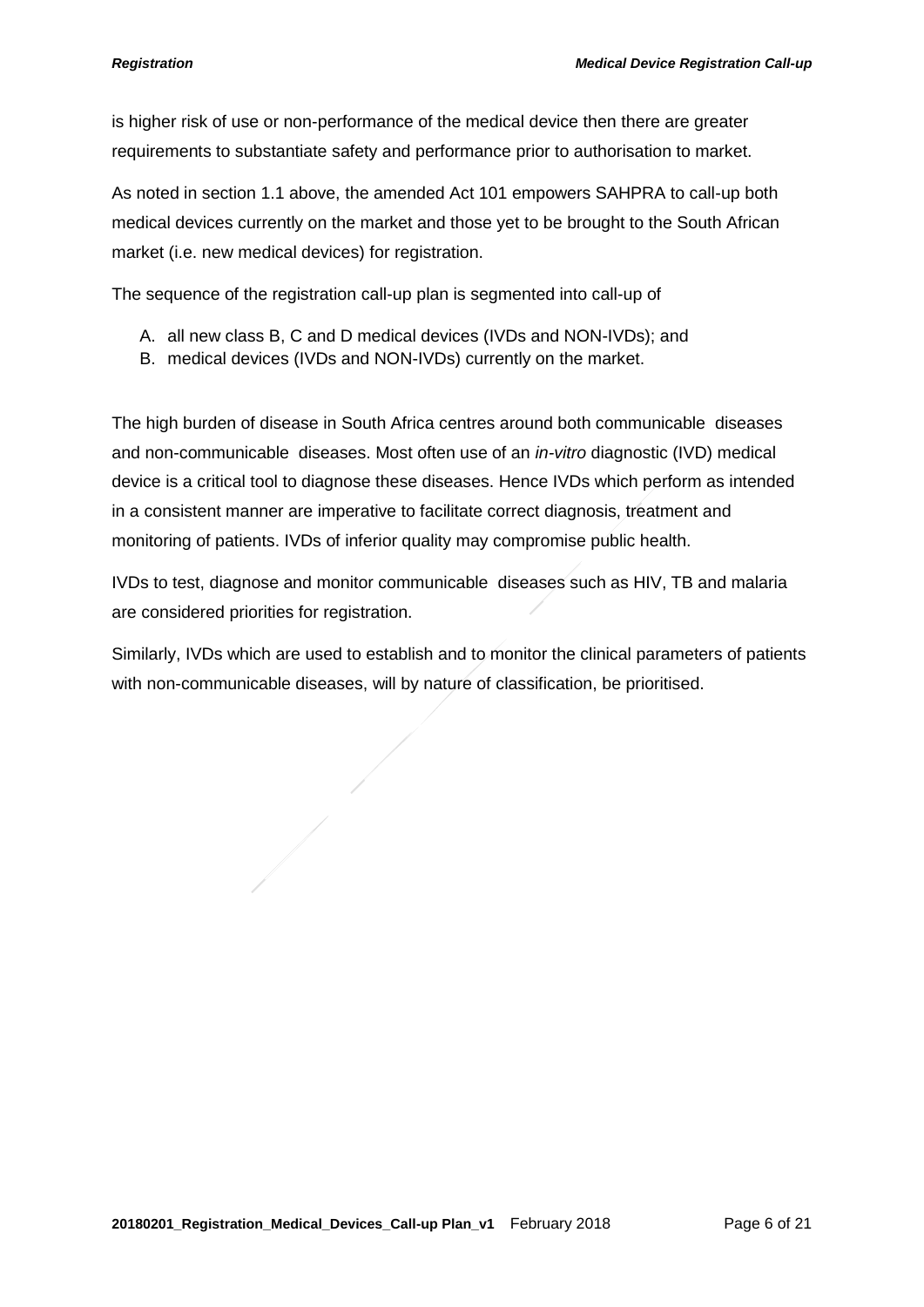is higher risk of use or non-performance of the medical device then there are greater requirements to substantiate safety and performance prior to authorisation to market.

As noted in section 1.1 above, the amended Act 101 empowers SAHPRA to call-up both medical devices currently on the market and those yet to be brought to the South African market (i.e. new medical devices) for registration.

The sequence of the registration call-up plan is segmented into call-up of

A. all new class B, C and D medical devices (IVDs and NON-IVDs); and
B. medical devices (IVDs and NON-IVDs) currently on the market.

The high burden of disease in South Africa centres around both communicable diseases and non-communicable diseases. Most often use of an *in-vitro* diagnostic (IVD) medical device is a critical tool to diagnose these diseases. Hence IVDs which perform as intended in a consistent manner are imperative to facilitate correct diagnosis, treatment and monitoring of patients. IVDs of inferior quality may compromise public health.

IVDs to test, diagnose and monitor communicable diseases such as HIV, TB and malaria are considered priorities for registration.

Similarly, IVDs which are used to establish and to monitor the clinical parameters of patients with non-communicable diseases, will by nature of classification, be prioritised.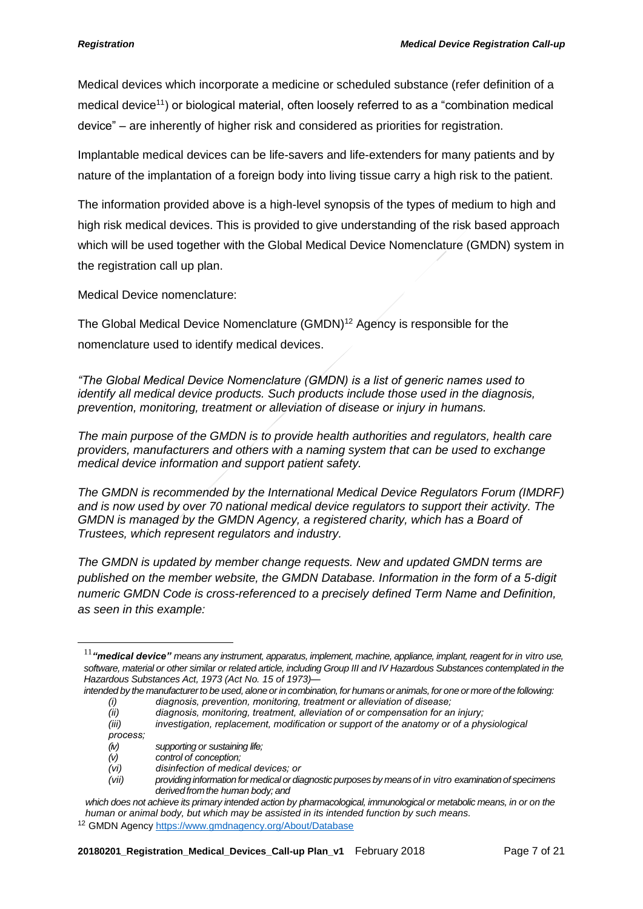Medical devices which incorporate a medicine or scheduled substance (refer definition of a medical device[11]) or biological material, often loosely referred to as a "combination medical device" – are inherently of higher risk and considered as priorities for registration.

Implantable medical devices can be life-savers and life-extenders for many patients and by nature of the implantation of a foreign body into living tissue carry a high risk to the patient.

The information provided above is a high-level synopsis of the types of medium to high and high risk medical devices. This is provided to give understanding of the risk based approach which will be used together with the Global Medical Device Nomenclature (GMDN) system in the registration call up plan.

Medical Device nomenclature:

The Global Medical Device Nomenclature (GMDN)[12] Agency is responsible for the nomenclature used to identify medical devices.

*"The Global Medical Device Nomenclature (GMDN) is a list of generic names used to identify all medical device products. Such products include those used in the diagnosis, prevention, monitoring, treatment or alleviation of disease or injury in humans.*

*The main purpose of the GMDN is to provide health authorities and regulators, health care providers, manufacturers and others with a naming system that can be used to exchange medical device information and support patient safety.*

*The GMDN is recommended by the International Medical Device Regulators Forum (IMDRF) and is now used by over 70 national medical device regulators to support their activity. The GMDN is managed by the GMDN Agency, a registered charity, which has a Board of Trustees, which represent regulators and industry.*

*The GMDN is updated by member change requests. New and updated GMDN terms are published on the member website, the GMDN Database. Information in the form of a 5-digit numeric GMDN Code is cross-referenced to a precisely defined Term Name and Definition, as seen in this example:*

---

[11] ***"medical device"*** *means any instrument, apparatus, implement, machine, appliance, implant, reagent for in vitro use, software, material or other similar or related article, including Group III and IV Hazardous Substances contemplated in the Hazardous Substances Act, 1973 (Act No. 15 of 1973)—*

*intended by the manufacturer to be used, alone or in combination, for humans or animals, for one or more of the following:*

*(i) diagnosis, prevention, monitoring, treatment or alleviation of disease;*
*(ii) diagnosis, monitoring, treatment, alleviation of or compensation for an injury;*
*(iii) investigation, replacement, modification or support of the anatomy or of a physiological process;*
*(iv) supporting or sustaining life;*
*(v) control of conception;*
*(vi) disinfection of medical devices; or*
*(vii) providing information for medical or diagnostic purposes by means of in vitro examination of specimens derived from the human body; and*

*which does not achieve its primary intended action by pharmacological, immunological or metabolic means, in or on the human or animal body, but which may be assisted in its intended function by such means.*

[12] GMDN Agency https://www.gmdnagency.org/About/Database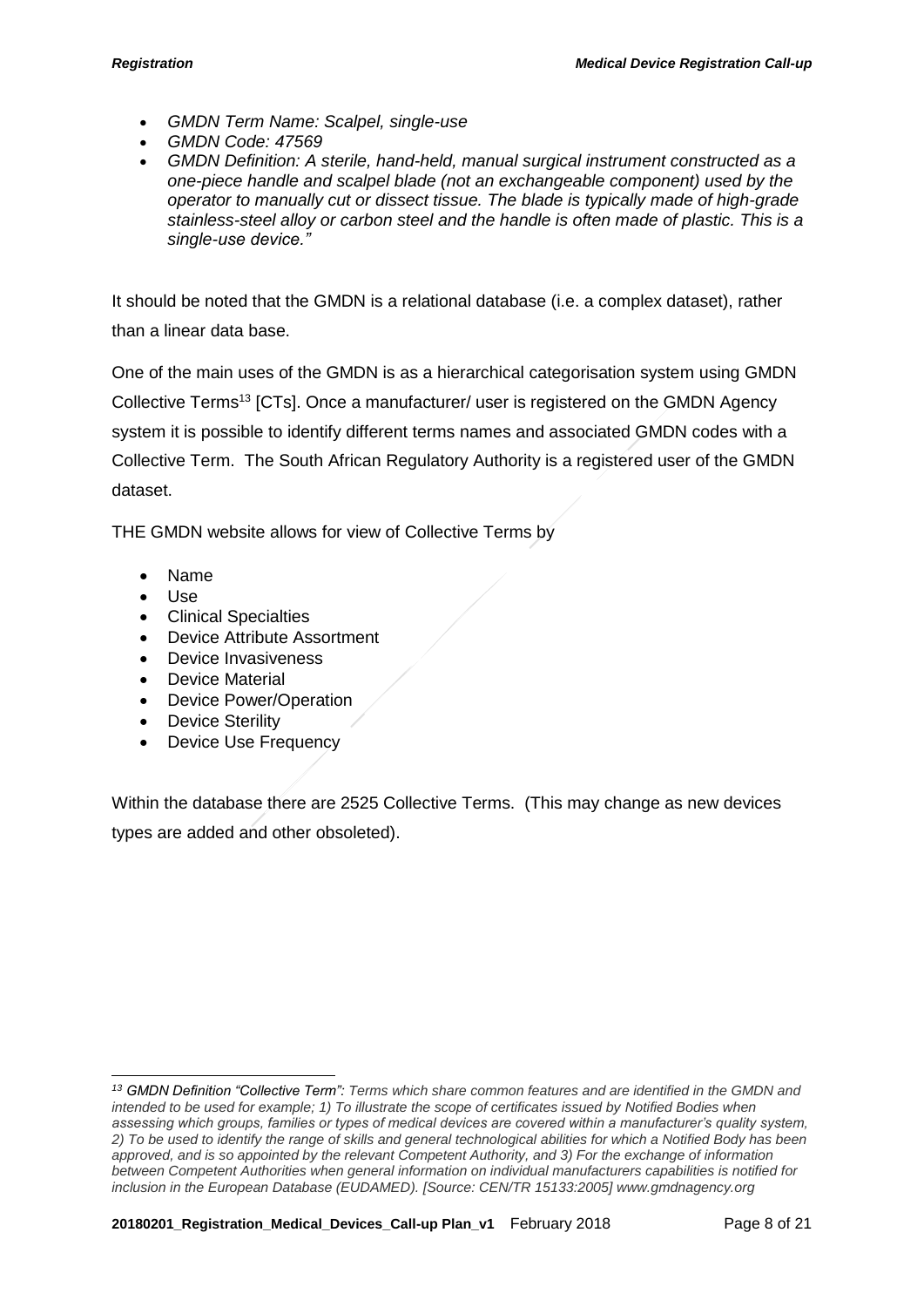- *GMDN Term Name: Scalpel, single-use*
- *GMDN Code: 47569*
- *GMDN Definition: A sterile, hand-held, manual surgical instrument constructed as a one-piece handle and scalpel blade (not an exchangeable component) used by the operator to manually cut or dissect tissue. The blade is typically made of high-grade stainless-steel alloy or carbon steel and the handle is often made of plastic. This is a single-use device."*

It should be noted that the GMDN is a relational database (i.e. a complex dataset), rather than a linear data base.

One of the main uses of the GMDN is as a hierarchical categorisation system using GMDN Collective Terms[13] [CTs]. Once a manufacturer/ user is registered on the GMDN Agency system it is possible to identify different terms names and associated GMDN codes with a Collective Term. The South African Regulatory Authority is a registered user of the GMDN dataset.

THE GMDN website allows for view of Collective Terms by

- Name
- Use
- Clinical Specialties
- Device Attribute Assortment
- Device Invasiveness
- Device Material
- Device Power/Operation
- Device Sterility
- Device Use Frequency

Within the database there are 2525 Collective Terms. (This may change as new devices types are added and other obsoleted).

---

[13] *GMDN Definition "Collective Term": Terms which share common features and are identified in the GMDN and intended to be used for example; 1) To illustrate the scope of certificates issued by Notified Bodies when assessing which groups, families or types of medical devices are covered within a manufacturer's quality system, 2) To be used to identify the range of skills and general technological abilities for which a Notified Body has been approved, and is so appointed by the relevant Competent Authority, and 3) For the exchange of information between Competent Authorities when general information on individual manufacturers capabilities is notified for inclusion in the European Database (EUDAMED). [Source: CEN/TR 15133:2005] www.gmdnagency.org*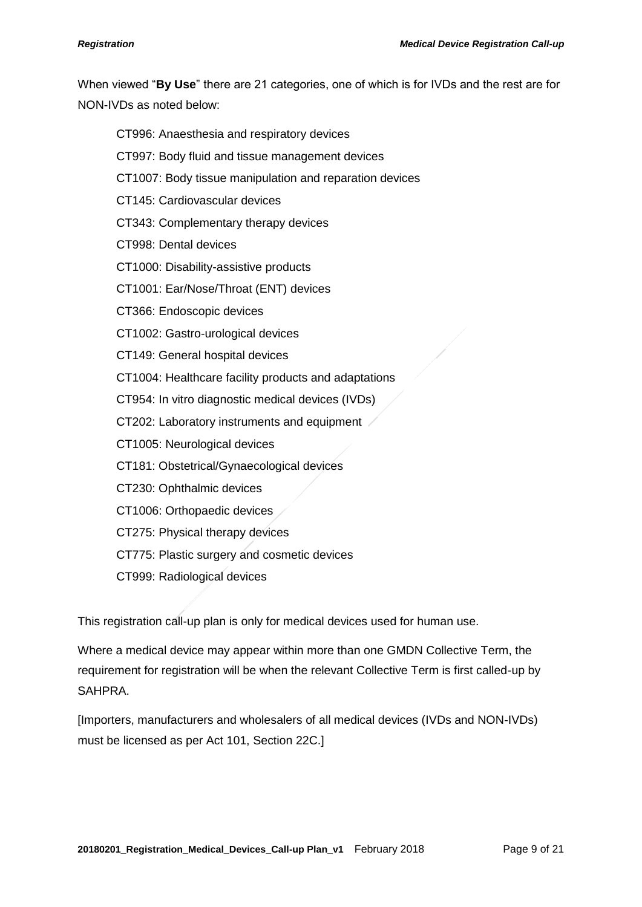When viewed "**By Use**" there are 21 categories, one of which is for IVDs and the rest are for NON-IVDs as noted below:

CT996: Anaesthesia and respiratory devices

CT997: Body fluid and tissue management devices

CT1007: Body tissue manipulation and reparation devices

CT145: Cardiovascular devices

CT343: Complementary therapy devices

CT998: Dental devices

CT1000: Disability-assistive products

CT1001: Ear/Nose/Throat (ENT) devices

CT366: Endoscopic devices

CT1002: Gastro-urological devices

CT149: General hospital devices

CT1004: Healthcare facility products and adaptations

CT954: In vitro diagnostic medical devices (IVDs)

CT202: Laboratory instruments and equipment

CT1005: Neurological devices

CT181: Obstetrical/Gynaecological devices

CT230: Ophthalmic devices

CT1006: Orthopaedic devices

CT275: Physical therapy devices

CT775: Plastic surgery and cosmetic devices

CT999: Radiological devices

This registration call-up plan is only for medical devices used for human use.

Where a medical device may appear within more than one GMDN Collective Term, the requirement for registration will be when the relevant Collective Term is first called-up by SAHPRA.

[Importers, manufacturers and wholesalers of all medical devices (IVDs and NON-IVDs) must be licensed as per Act 101, Section 22C.]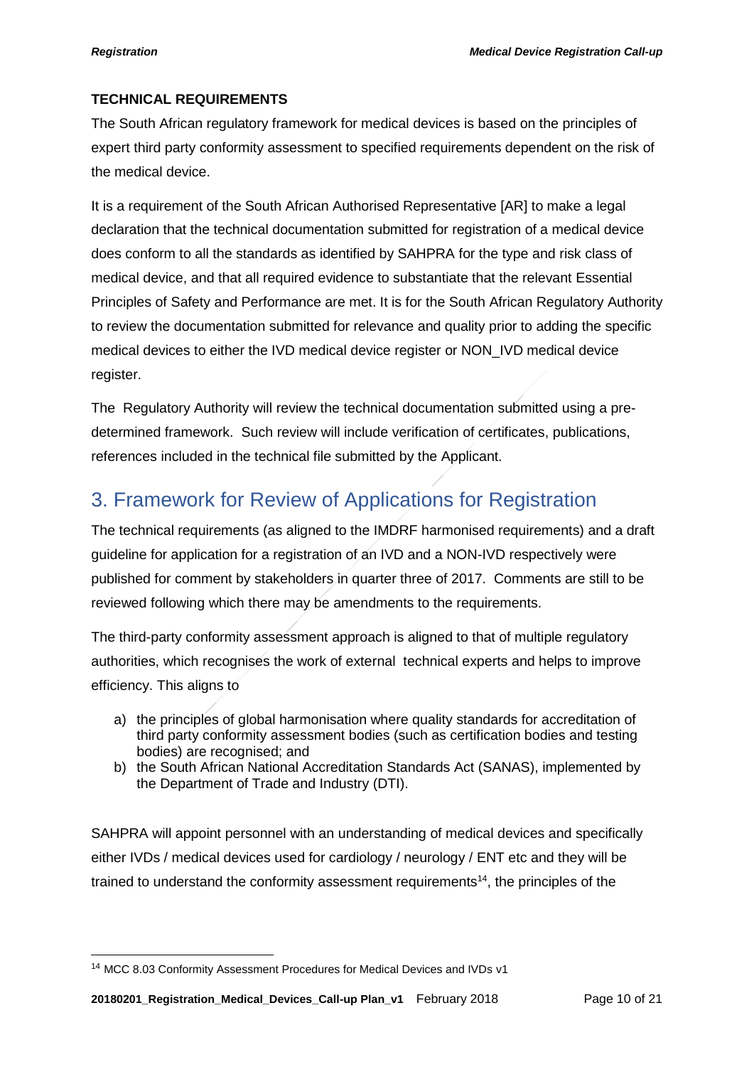**TECHNICAL REQUIREMENTS**

The South African regulatory framework for medical devices is based on the principles of expert third party conformity assessment to specified requirements dependent on the risk of the medical device.

It is a requirement of the South African Authorised Representative [AR] to make a legal declaration that the technical documentation submitted for registration of a medical device does conform to all the standards as identified by SAHPRA for the type and risk class of medical device, and that all required evidence to substantiate that the relevant Essential Principles of Safety and Performance are met. It is for the South African Regulatory Authority to review the documentation submitted for relevance and quality prior to adding the specific medical devices to either the IVD medical device register or NON_IVD medical device register.

The Regulatory Authority will review the technical documentation submitted using a pre-determined framework. Such review will include verification of certificates, publications, references included in the technical file submitted by the Applicant.

# 3. Framework for Review of Applications for Registration

The technical requirements (as aligned to the IMDRF harmonised requirements) and a draft guideline for application for a registration of an IVD and a NON-IVD respectively were published for comment by stakeholders in quarter three of 2017. Comments are still to be reviewed following which there may be amendments to the requirements.

The third-party conformity assessment approach is aligned to that of multiple regulatory authorities, which recognises the work of external technical experts and helps to improve efficiency. This aligns to

a) the principles of global harmonisation where quality standards for accreditation of third party conformity assessment bodies (such as certification bodies and testing bodies) are recognised; and
b) the South African National Accreditation Standards Act (SANAS), implemented by the Department of Trade and Industry (DTI).

SAHPRA will appoint personnel with an understanding of medical devices and specifically either IVDs / medical devices used for cardiology / neurology / ENT etc and they will be trained to understand the conformity assessment requirements[14], the principles of the

[14] MCC 8.03 Conformity Assessment Procedures for Medical Devices and IVDs v1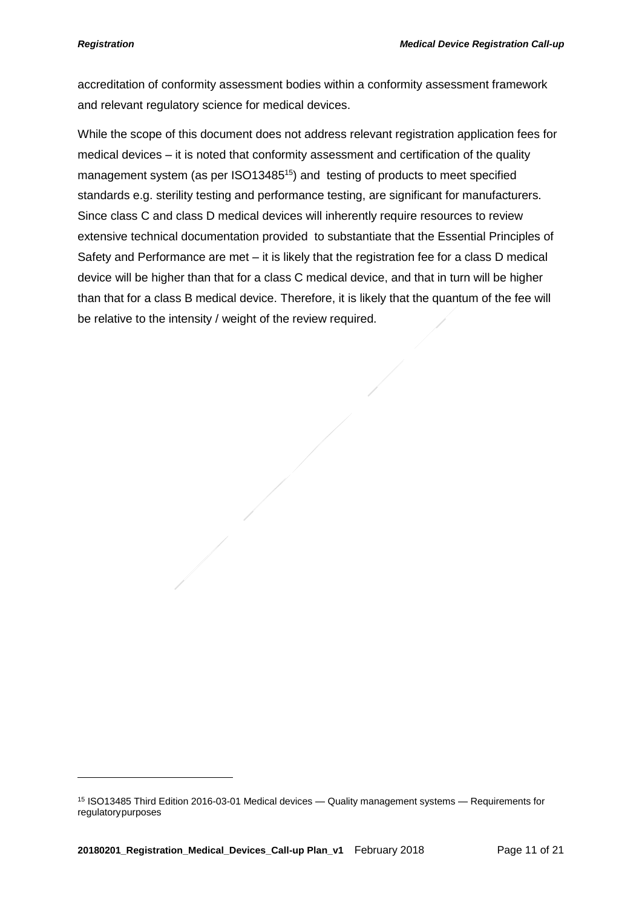accreditation of conformity assessment bodies within a conformity assessment framework and relevant regulatory science for medical devices.

While the scope of this document does not address relevant registration application fees for medical devices – it is noted that conformity assessment and certification of the quality management system (as per ISO13485[15]) and testing of products to meet specified standards e.g. sterility testing and performance testing, are significant for manufacturers. Since class C and class D medical devices will inherently require resources to review extensive technical documentation provided to substantiate that the Essential Principles of Safety and Performance are met – it is likely that the registration fee for a class D medical device will be higher than that for a class C medical device, and that in turn will be higher than that for a class B medical device. Therefore, it is likely that the quantum of the fee will be relative to the intensity / weight of the review required.

---

[15] ISO13485 Third Edition 2016-03-01 Medical devices — Quality management systems — Requirements for regulatory purposes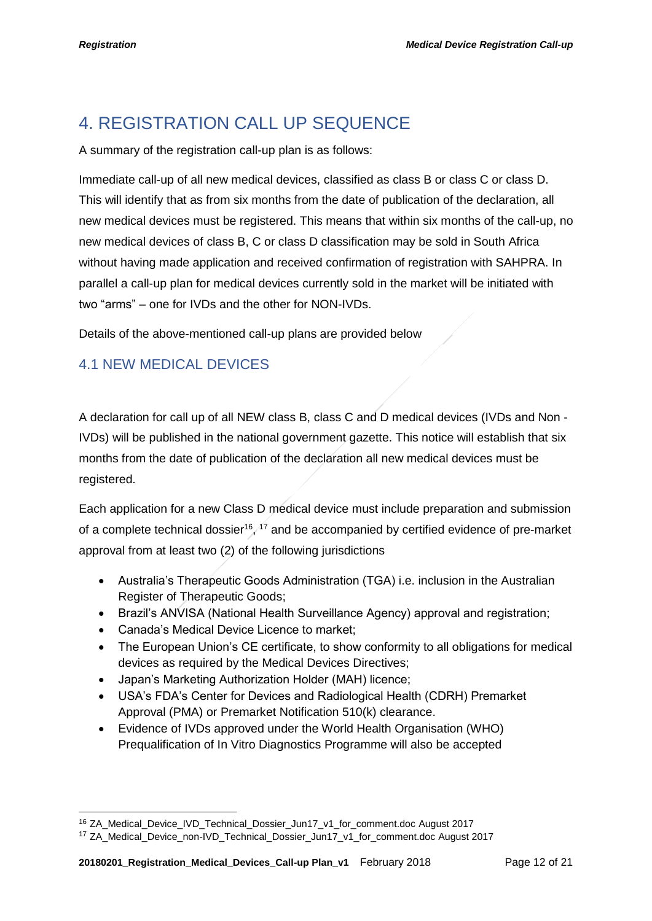# 4. REGISTRATION CALL UP SEQUENCE

A summary of the registration call-up plan is as follows:

Immediate call-up of all new medical devices, classified as class B or class C or class D. This will identify that as from six months from the date of publication of the declaration, all new medical devices must be registered. This means that within six months of the call-up, no new medical devices of class B, C or class D classification may be sold in South Africa without having made application and received confirmation of registration with SAHPRA. In parallel a call-up plan for medical devices currently sold in the market will be initiated with two "arms" – one for IVDs and the other for NON-IVDs.

Details of the above-mentioned call-up plans are provided below

## 4.1 NEW MEDICAL DEVICES

A declaration for call up of all NEW class B, class C and D medical devices (IVDs and Non - IVDs) will be published in the national government gazette. This notice will establish that six months from the date of publication of the declaration all new medical devices must be registered.

Each application for a new Class D medical device must include preparation and submission of a complete technical dossier[16], [17] and be accompanied by certified evidence of pre-market approval from at least two (2) of the following jurisdictions

- Australia's Therapeutic Goods Administration (TGA) i.e. inclusion in the Australian Register of Therapeutic Goods;
- Brazil's ANVISA (National Health Surveillance Agency) approval and registration;
- Canada's Medical Device Licence to market;
- The European Union's CE certificate, to show conformity to all obligations for medical devices as required by the Medical Devices Directives;
- Japan's Marketing Authorization Holder (MAH) licence;
- USA's FDA's Center for Devices and Radiological Health (CDRH) Premarket Approval (PMA) or Premarket Notification 510(k) clearance.
- Evidence of IVDs approved under the World Health Organisation (WHO) Prequalification of In Vitro Diagnostics Programme will also be accepted

---

[16] ZA_Medical_Device_IVD_Technical_Dossier_Jun17_v1_for_comment.doc August 2017

[17] ZA_Medical_Device_non-IVD_Technical_Dossier_Jun17_v1_for_comment.doc August 2017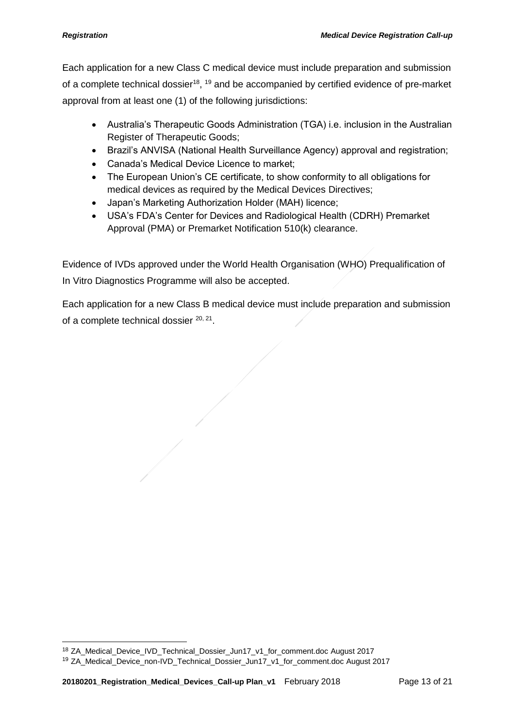Each application for a new Class C medical device must include preparation and submission of a complete technical dossier[18], [19] and be accompanied by certified evidence of pre-market approval from at least one (1) of the following jurisdictions:

- Australia's Therapeutic Goods Administration (TGA) i.e. inclusion in the Australian Register of Therapeutic Goods;
- Brazil's ANVISA (National Health Surveillance Agency) approval and registration;
- Canada's Medical Device Licence to market;
- The European Union's CE certificate, to show conformity to all obligations for medical devices as required by the Medical Devices Directives;
- Japan's Marketing Authorization Holder (MAH) licence;
- USA's FDA's Center for Devices and Radiological Health (CDRH) Premarket Approval (PMA) or Premarket Notification 510(k) clearance.

Evidence of IVDs approved under the World Health Organisation (WHO) Prequalification of In Vitro Diagnostics Programme will also be accepted.

Each application for a new Class B medical device must include preparation and submission of a complete technical dossier [20, 21].

[18] ZA_Medical_Device_IVD_Technical_Dossier_Jun17_v1_for_comment.doc August 2017

[19] ZA_Medical_Device_non-IVD_Technical_Dossier_Jun17_v1_for_comment.doc August 2017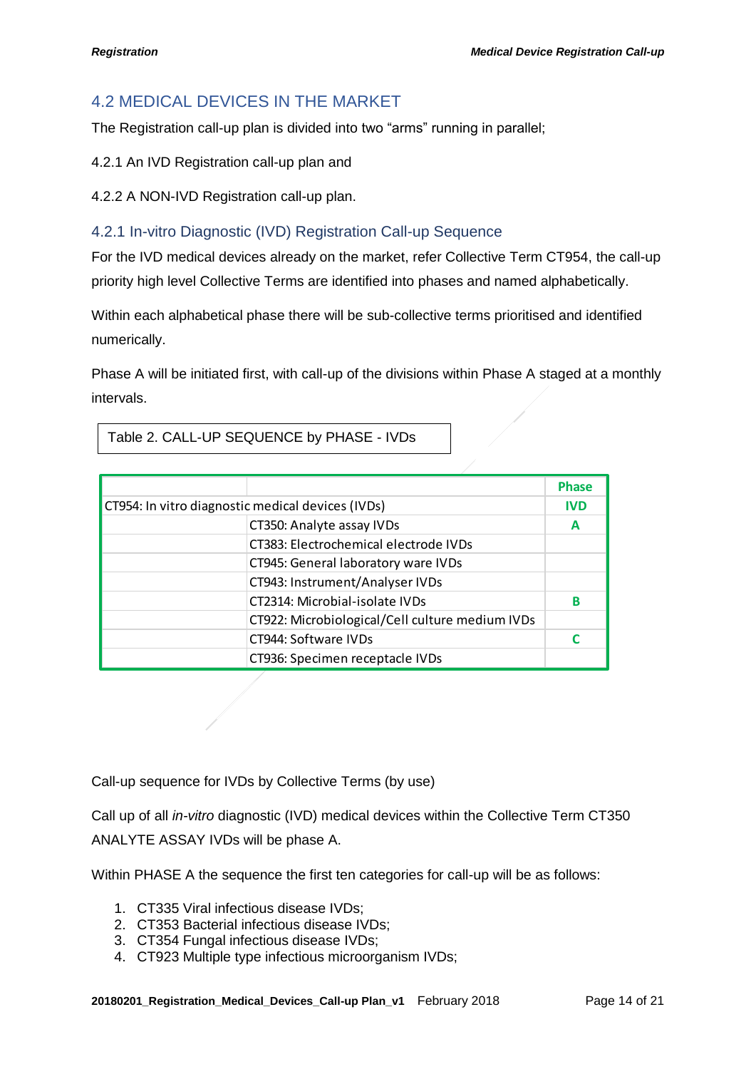## 4.2 MEDICAL DEVICES IN THE MARKET

The Registration call-up plan is divided into two “arms” running in parallel;

4.2.1 An IVD Registration call-up plan and

4.2.2 A NON-IVD Registration call-up plan.

### 4.2.1 In-vitro Diagnostic (IVD) Registration Call-up Sequence

For the IVD medical devices already on the market, refer Collective Term CT954, the call-up priority high level Collective Terms are identified into phases and named alphabetically.

Within each alphabetical phase there will be sub-collective terms prioritised and identified numerically.

Phase A will be initiated first, with call-up of the divisions within Phase A staged at a monthly intervals.

Table 2. CALL-UP SEQUENCE by PHASE - IVDs

| | | Phase |
|---|---|---|
| CT954: In vitro diagnostic medical devices (IVDs) | | IVD |
| | CT350: Analyte assay IVDs | A |
| | CT383: Electrochemical electrode IVDs | |
| | CT945: General laboratory ware IVDs | |
| | CT943: Instrument/Analyser IVDs | |
| | CT2314: Microbial-isolate IVDs | B |
| | CT922: Microbiological/Cell culture medium IVDs | |
| | CT944: Software IVDs | C |
| | CT936: Specimen receptacle IVDs | |

Call-up sequence for IVDs by Collective Terms (by use)

Call up of all *in-vitro* diagnostic (IVD) medical devices within the Collective Term CT350 ANALYTE ASSAY IVDs will be phase A.

Within PHASE A the sequence the first ten categories for call-up will be as follows:

1. CT335 Viral infectious disease IVDs;
2. CT353 Bacterial infectious disease IVDs;
3. CT354 Fungal infectious disease IVDs;
4. CT923 Multiple type infectious microorganism IVDs;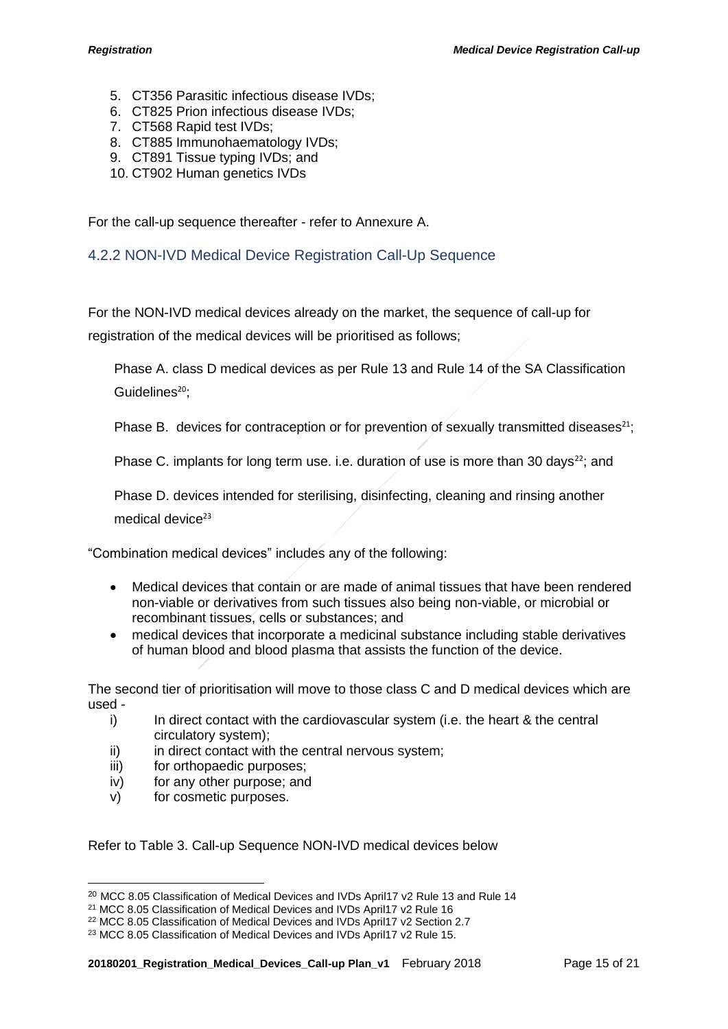5. CT356 Parasitic infectious disease IVDs;
6. CT825 Prion infectious disease IVDs;
7. CT568 Rapid test IVDs;
8. CT885 Immunohaematology IVDs;
9. CT891 Tissue typing IVDs; and
10. CT902 Human genetics IVDs

For the call-up sequence thereafter - refer to Annexure A.

### 4.2.2 NON-IVD Medical Device Registration Call-Up Sequence

For the NON-IVD medical devices already on the market, the sequence of call-up for registration of the medical devices will be prioritised as follows;

Phase A. class D medical devices as per Rule 13 and Rule 14 of the SA Classification Guidelines[20];

Phase B. devices for contraception or for prevention of sexually transmitted diseases[21];

Phase C. implants for long term use. i.e. duration of use is more than 30 days[22]; and

Phase D. devices intended for sterilising, disinfecting, cleaning and rinsing another medical device[23]

"Combination medical devices" includes any of the following:

- Medical devices that contain or are made of animal tissues that have been rendered non-viable or derivatives from such tissues also being non-viable, or microbial or recombinant tissues, cells or substances; and
- medical devices that incorporate a medicinal substance including stable derivatives of human blood and blood plasma that assists the function of the device.

The second tier of prioritisation will move to those class C and D medical devices which are used -

i) In direct contact with the cardiovascular system (i.e. the heart & the central circulatory system);
ii) in direct contact with the central nervous system;
iii) for orthopaedic purposes;
iv) for any other purpose; and
v) for cosmetic purposes.

Refer to Table 3. Call-up Sequence NON-IVD medical devices below

[20] MCC 8.05 Classification of Medical Devices and IVDs April17 v2 Rule 13 and Rule 14

[21] MCC 8.05 Classification of Medical Devices and IVDs April17 v2 Rule 16

[22] MCC 8.05 Classification of Medical Devices and IVDs April17 v2 Section 2.7

[23] MCC 8.05 Classification of Medical Devices and IVDs April17 v2 Rule 15.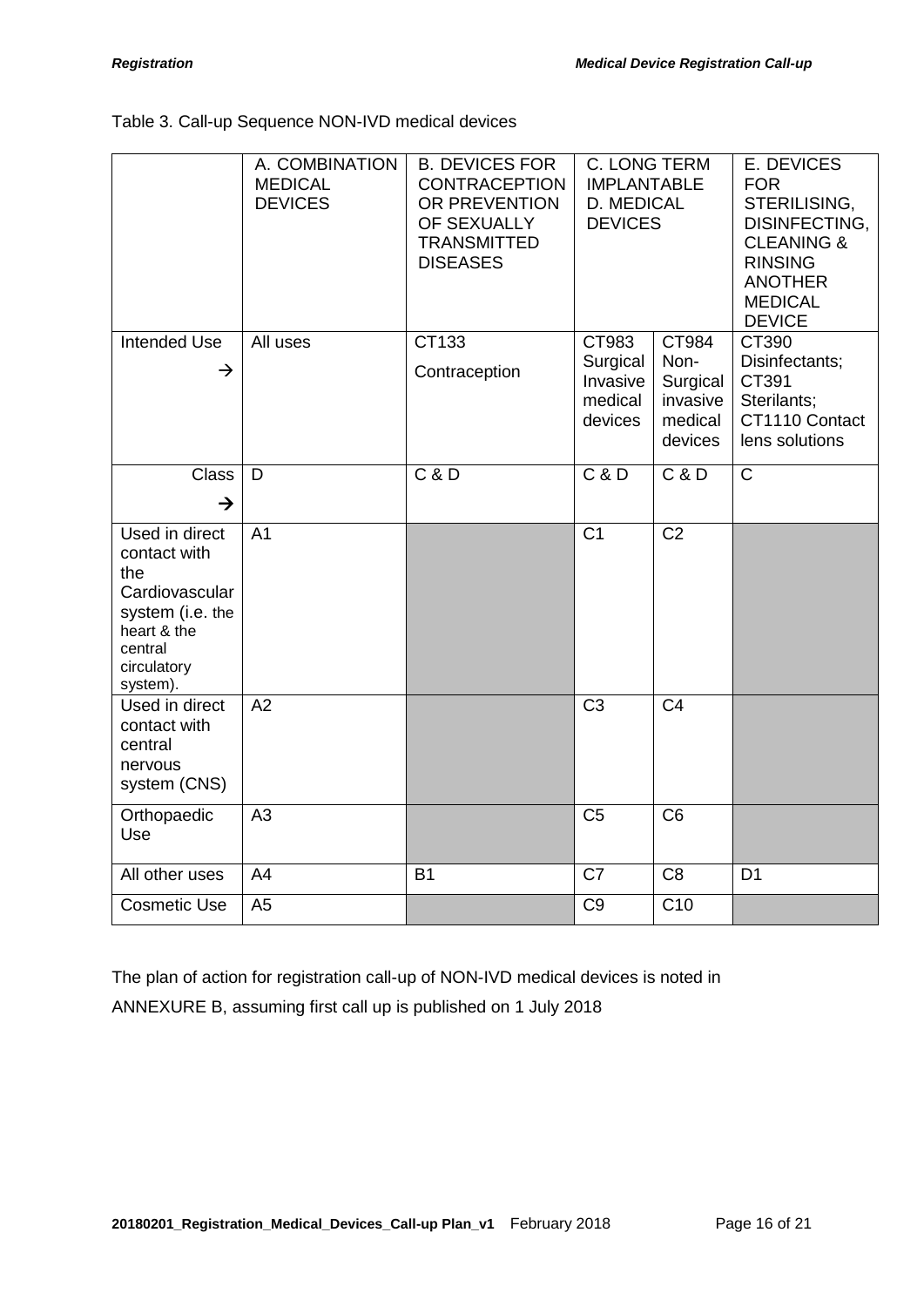Table 3. Call-up Sequence NON-IVD medical devices

| | A. COMBINATION MEDICAL DEVICES | B. DEVICES FOR CONTRACEPTION OR PREVENTION OF SEXUALLY TRANSMITTED DISEASES | C. LONG TERM IMPLANTABLE D. MEDICAL DEVICES | | E. DEVICES FOR STERILISING, DISINFECTING, CLEANING & RINSING ANOTHER MEDICAL DEVICE |
|---|---|---|---|---|---|
| Intended Use → | All uses | CT133 Contraception | CT983 Surgical Invasive medical devices | CT984 Non-Surgical invasive medical devices | CT390 Disinfectants; CT391 Sterilants; CT1110 Contact lens solutions |
| Class → | D | C & D | C & D | C & D | C |
| Used in direct contact with the Cardiovascular system (i.e. the heart & the central circulatory system). | A1 | | C1 | C2 | |
| Used in direct contact with central nervous system (CNS) | A2 | | C3 | C4 | |
| Orthopaedic Use | A3 | | C5 | C6 | |
| All other uses | A4 | B1 | C7 | C8 | D1 |
| Cosmetic Use | A5 | | C9 | C10 | |

The plan of action for registration call-up of NON-IVD medical devices is noted in ANNEXURE B, assuming first call up is published on 1 July 2018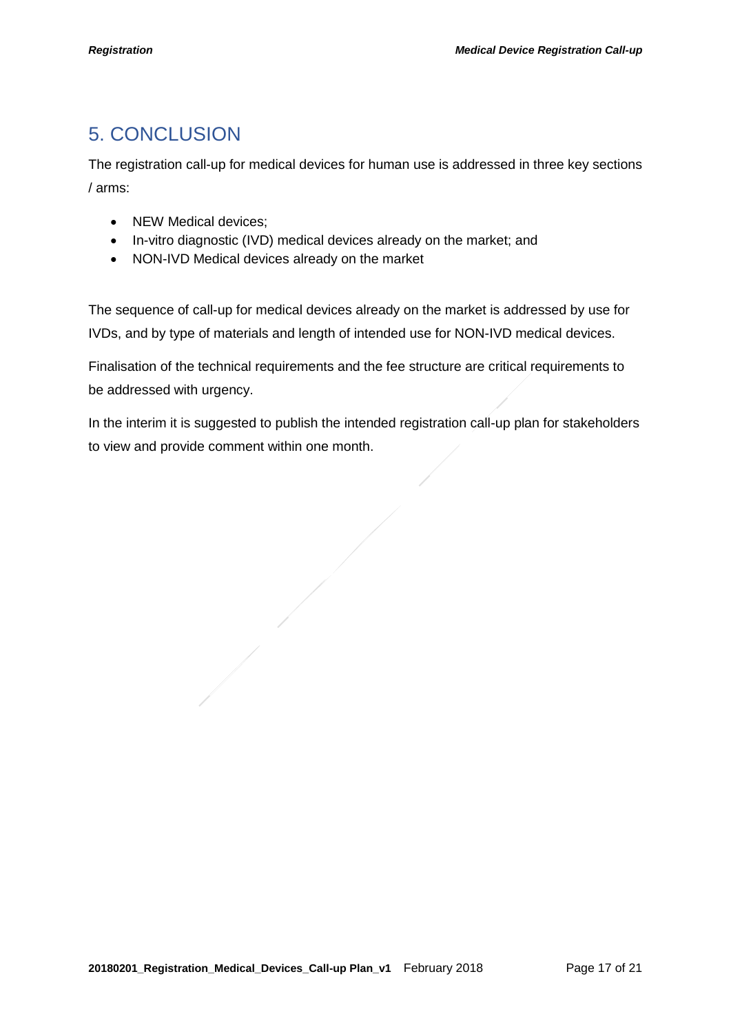# 5. CONCLUSION

The registration call-up for medical devices for human use is addressed in three key sections / arms:

- NEW Medical devices;
- In-vitro diagnostic (IVD) medical devices already on the market; and
- NON-IVD Medical devices already on the market

The sequence of call-up for medical devices already on the market is addressed by use for IVDs, and by type of materials and length of intended use for NON-IVD medical devices.

Finalisation of the technical requirements and the fee structure are critical requirements to be addressed with urgency.

In the interim it is suggested to publish the intended registration call-up plan for stakeholders to view and provide comment within one month.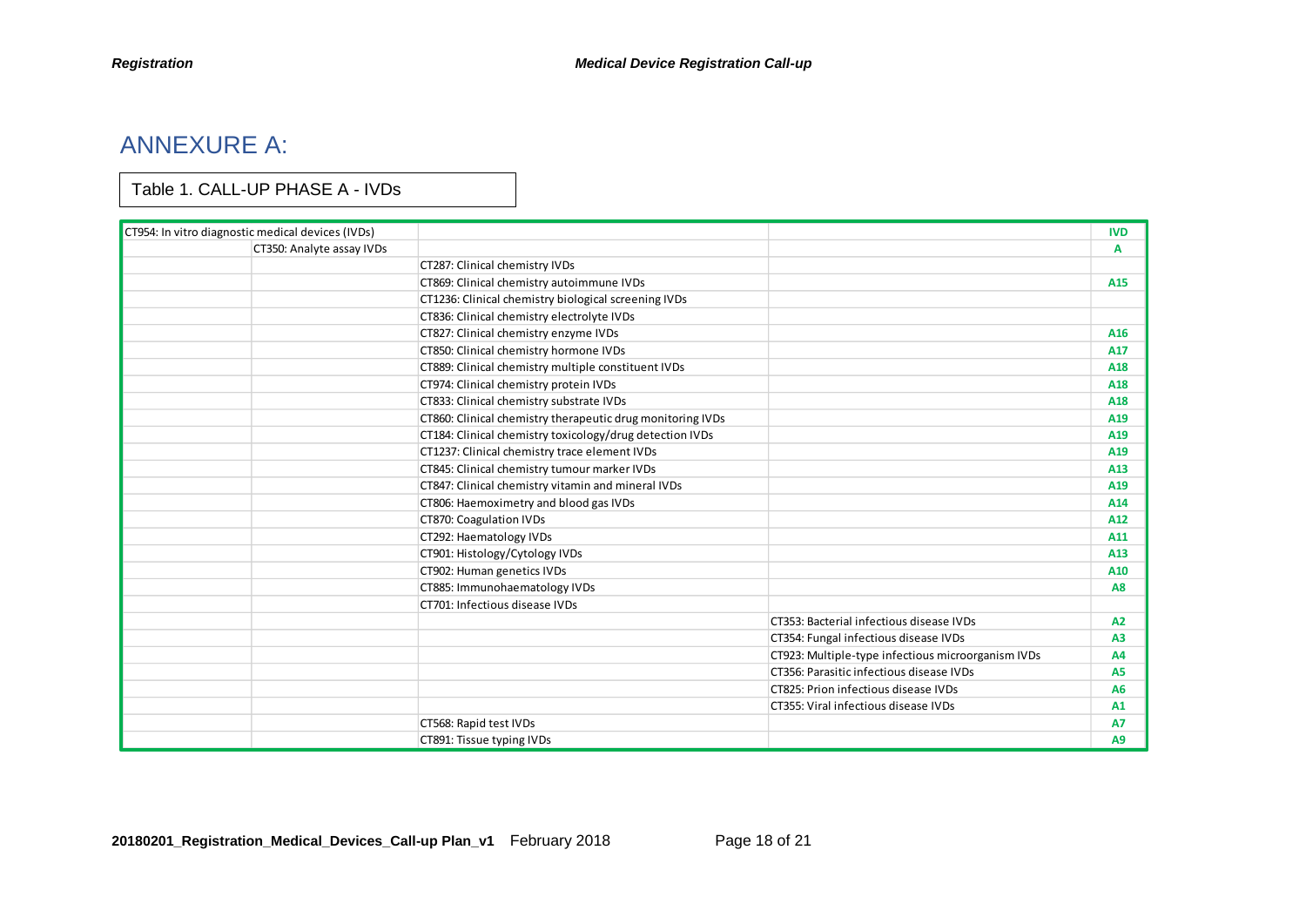## ANNEXURE A:

Table 1. CALL-UP PHASE A - IVDs

| | | | | |
|---|---|---|---|---|
| CT954: In vitro diagnostic medical devices (IVDs) | | | | **IVD** |
| | CT350: Analyte assay IVDs | | | **A** |
| | | CT287: Clinical chemistry IVDs | | |
| | | CT869: Clinical chemistry autoimmune IVDs | | **A15** |
| | | CT1236: Clinical chemistry biological screening IVDs | | |
| | | CT836: Clinical chemistry electrolyte IVDs | | |
| | | CT827: Clinical chemistry enzyme IVDs | | **A16** |
| | | CT850: Clinical chemistry hormone IVDs | | **A17** |
| | | CT889: Clinical chemistry multiple constituent IVDs | | **A18** |
| | | CT974: Clinical chemistry protein IVDs | | **A18** |
| | | CT833: Clinical chemistry substrate IVDs | | **A18** |
| | | CT860: Clinical chemistry therapeutic drug monitoring IVDs | | **A19** |
| | | CT184: Clinical chemistry toxicology/drug detection IVDs | | **A19** |
| | | CT1237: Clinical chemistry trace element IVDs | | **A19** |
| | | CT845: Clinical chemistry tumour marker IVDs | | **A13** |
| | | CT847: Clinical chemistry vitamin and mineral IVDs | | **A19** |
| | | CT806: Haemoximetry and blood gas IVDs | | **A14** |
| | | CT870: Coagulation IVDs | | **A12** |
| | | CT292: Haematology IVDs | | **A11** |
| | | CT901: Histology/Cytology IVDs | | **A13** |
| | | CT902: Human genetics IVDs | | **A10** |
| | | CT885: Immunohaematology IVDs | | **A8** |
| | | CT701: Infectious disease IVDs | | |
| | | | CT353: Bacterial infectious disease IVDs | **A2** |
| | | | CT354: Fungal infectious disease IVDs | **A3** |
| | | | CT923: Multiple-type infectious microorganism IVDs | **A4** |
| | | | CT356: Parasitic infectious disease IVDs | **A5** |
| | | | CT825: Prion infectious disease IVDs | **A6** |
| | | | CT355: Viral infectious disease IVDs | **A1** |
| | | CT568: Rapid test IVDs | | **A7** |
| | | CT891: Tissue typing IVDs | | **A9** |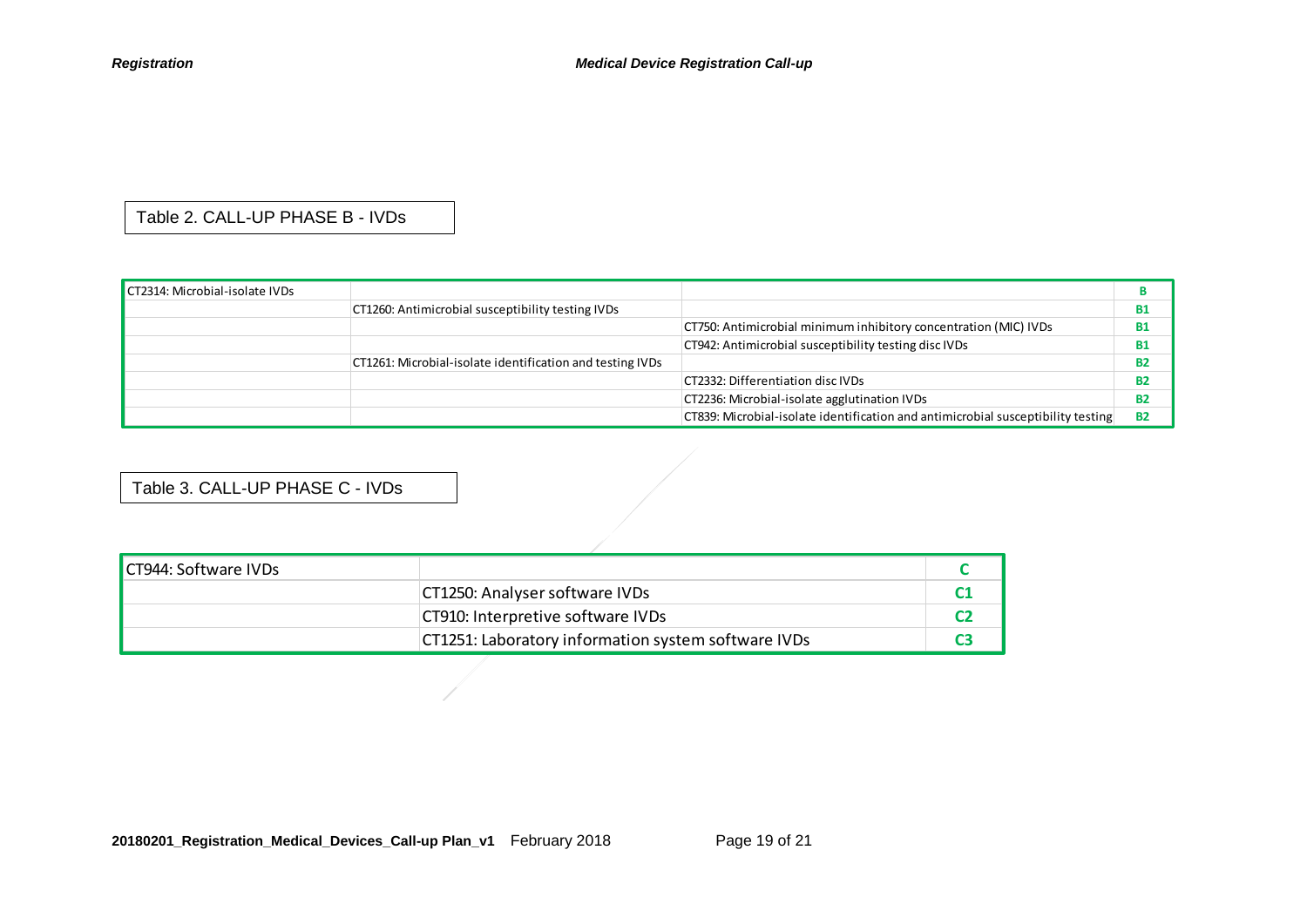Table 2. CALL-UP PHASE B - IVDs

| | | | |
|---|---|---|---|
| CT2314: Microbial-isolate IVDs | | | B |
| | CT1260: Antimicrobial susceptibility testing IVDs | | B1 |
| | | CT750: Antimicrobial minimum inhibitory concentration (MIC) IVDs | B1 |
| | | CT942: Antimicrobial susceptibility testing disc IVDs | B1 |
| | CT1261: Microbial-isolate identification and testing IVDs | | B2 |
| | | CT2332: Differentiation disc IVDs | B2 |
| | | CT2236: Microbial-isolate agglutination IVDs | B2 |
| | | CT839: Microbial-isolate identification and antimicrobial susceptibility testing | B2 |

Table 3. CALL-UP PHASE C - IVDs

| | | |
|---|---|---|
| CT944: Software IVDs | | C |
| | CT1250: Analyser software IVDs | C1 |
| | CT910: Interpretive software IVDs | C2 |
| | CT1251: Laboratory information system software IVDs | C3 |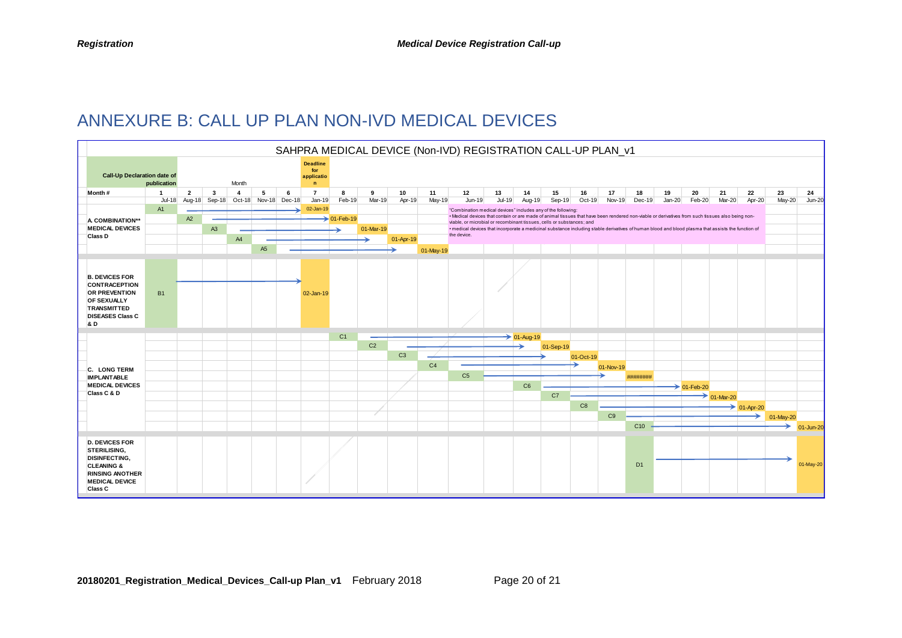## ANNEXURE B: CALL UP PLAN NON-IVD MEDICAL DEVICES

### SAHPRA MEDICAL DEVICE (Non-IVD) REGISTRATION CALL-UP PLAN_v1

| | **Call-Up Declaration date of publication** | | | Month | | | **Deadline for application** | | | | | | | | | | | | | | | | | |
|---|---|---|---|---|---|---|---|---|---|---|---|---|---|---|---|---|---|---|---|---|---|---|---|---|
| **Month #** | **1** | **2** | **3** | **4** | **5** | **6** | **7** | **8** | **9** | **10** | **11** | **12** | **13** | **14** | **15** | **16** | **17** | **18** | **19** | **20** | **21** | **22** | **23** | **24** |
| | Jul-18 | Aug-18 | Sep-18 | Oct-18 | Nov-18 | Dec-18 | Jan-19 | Feb-19 | Mar-19 | Apr-19 | May-19 | Jun-19 | Jul-19 | Aug-19 | Sep-19 | Oct-19 | Nov-19 | Dec-19 | Jan-20 | Feb-20 | Mar-20 | Apr-20 | May-20 | Jun-20 |
| **A. COMBINATION** MEDICAL DEVICES Class D** | A1 | | | | | | 02-Jan-19 | | | | | "Combination medical devices" includes any of the following: • Medical devices that contain or are made of animal tissues that have been rendered non-viable or derivatives from such tissues also being non-viable, or microbial or recombinant tissues, cells or substances; and • medical devices that incorporate a medicinal substance including stable derivatives of human blood and blood plasma that assists the function of the device. | | | | | | | | | | | | |
| | | A2 | | | | | | 01-Feb-19 | | | | | | | | | | | | | | | | |
| | | | A3 | | | | | | 01-Mar-19 | | | | | | | | | | | | | | | |
| | | | | A4 | | | | | | 01-Apr-19 | | | | | | | | | | | | | | |
| | | | | | A5 | | | | | | 01-May-19 | | | | | | | | | | | | | |
| **B. DEVICES FOR CONTRACEPTION OR PREVENTION OF SEXUALLY TRANSMITTED DISEASES Class C & D** | B1 | | | | | | 02-Jan-19 | | | | | | | | | | | | | | | | | |
| **C. LONG TERM IMPLANTABLE MEDICAL DEVICES Class C & D** | | | | | | | | C1 | | | | | | 01-Aug-19 | | | | | | | | | | |
| | | | | | | | | | C2 | | | | | | 01-Sep-19 | | | | | | | | | |
| | | | | | | | | | | C3 | | | | | | 01-Oct-19 | | | | | | | | |
| | | | | | | | | | | | C4 | | | | | | 01-Nov-19 | | | | | | | |
| | | | | | | | | | | | | C5 | | | | | | ######## | | | | | | |
| | | | | | | | | | | | | | | C6 | | | | | | 01-Feb-20 | | | | |
| | | | | | | | | | | | | | | | C7 | | | | | | 01-Mar-20 | | | |
| | | | | | | | | | | | | | | | | C8 | | | | | | 01-Apr-20 | | |
| | | | | | | | | | | | | | | | | | C9 | | | | | | 01-May-20 | |
| | | | | | | | | | | | | | | | | | | C10 | | | | | | 01-Jun-20 |
| **D. DEVICES FOR STERILISING, DISINFECTING, CLEANING & RINSING ANOTHER MEDICAL DEVICE Class C** | | | | | | | | | | | | | | | | | | D1 | | | | | | 01-May-20 |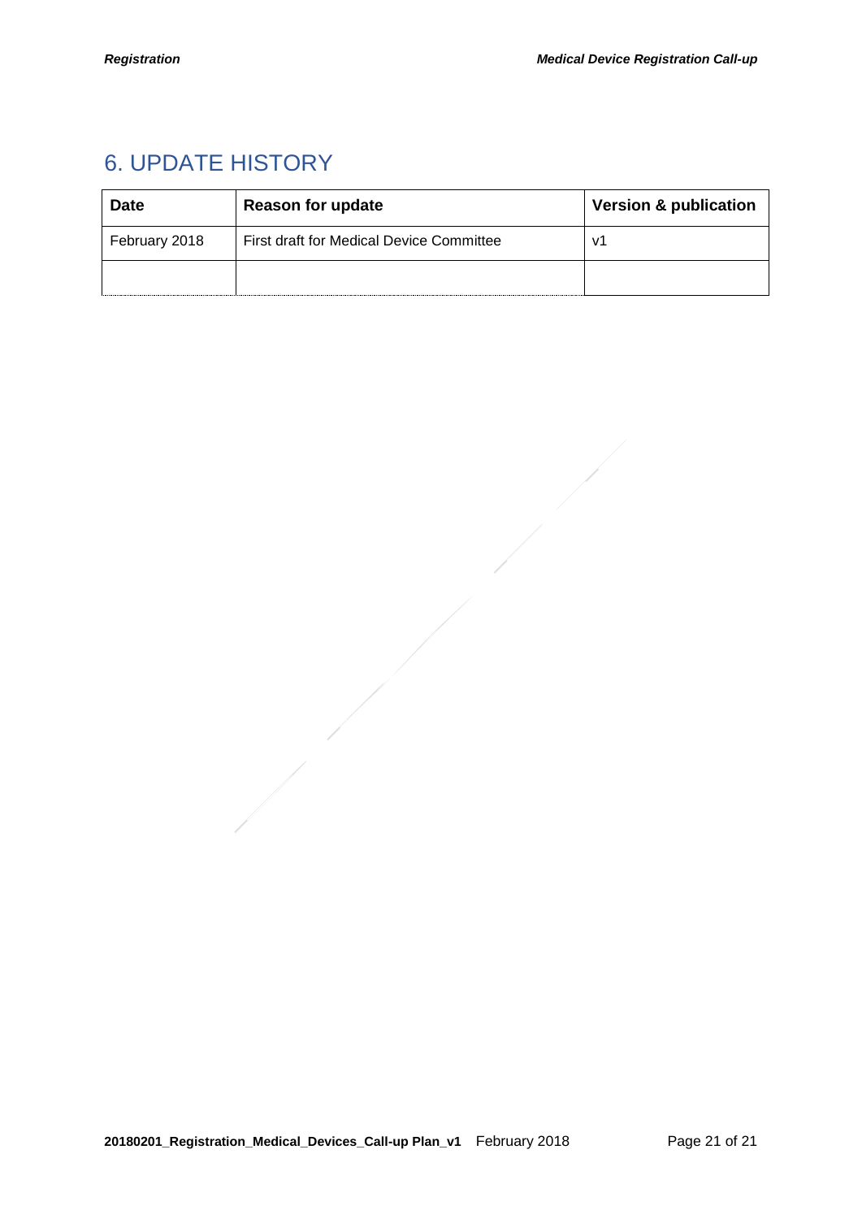## 6. UPDATE HISTORY

| Date | Reason for update | Version & publication |
| --- | --- | --- |
| February 2018 | First draft for Medical Device Committee | v1 |
| | | |